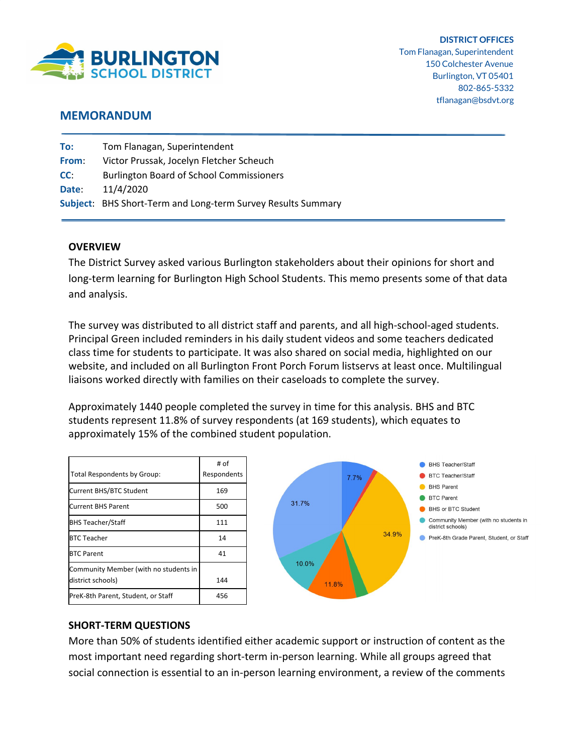**BURLINGTON SCHOOL DISTRICT**

**DISTRICT OFFICES**
Tom Flanagan, Superintendent
150 Colchester Avenue
Burlington, VT 05401
802-865-5332
tflanagan@bsdvt.org

## MEMORANDUM

**To:** Tom Flanagan, Superintendent
**From:** Victor Prussak, Jocelyn Fletcher Scheuch
**CC:** Burlington Board of School Commissioners
**Date:** 11/4/2020
**Subject:** BHS Short-Term and Long-term Survey Results Summary

### OVERVIEW

The District Survey asked various Burlington stakeholders about their opinions for short and long-term learning for Burlington High School Students. This memo presents some of that data and analysis.

The survey was distributed to all district staff and parents, and all high-school-aged students. Principal Green included reminders in his daily student videos and some teachers dedicated class time for students to participate. It was also shared on social media, highlighted on our website, and included on all Burlington Front Porch Forum listservs at least once. Multilingual liaisons worked directly with families on their caseloads to complete the survey.

Approximately 1440 people completed the survey in time for this analysis. BHS and BTC students represent 11.8% of survey respondents (at 169 students), which equates to approximately 15% of the combined student population.

| Total Respondents by Group: | # of Respondents |
|---|---|
| Current BHS/BTC Student | 169 |
| Current BHS Parent | 500 |
| BHS Teacher/Staff | 111 |
| BTC Teacher | 14 |
| BTC Parent | 41 |
| Community Member (with no students in district schools) | 144 |
| PreK-8th Parent, Student, or Staff | 456 |

Legend: BHS Teacher/Staff; BTC Teacher/Staff; BHS Parent; BTC Parent; BHS or BTC Student; Community Member (with no students in district schools); PreK-8th Grade Parent, Student, or Staff

Chart values: 7.7%, 34.9%, 11.8%, 10.0%, 31.7%

### SHORT-TERM QUESTIONS

More than 50% of students identified either academic support or instruction of content as the most important need regarding short-term in-person learning. While all groups agreed that social connection is essential to an in-person learning environment, a review of the comments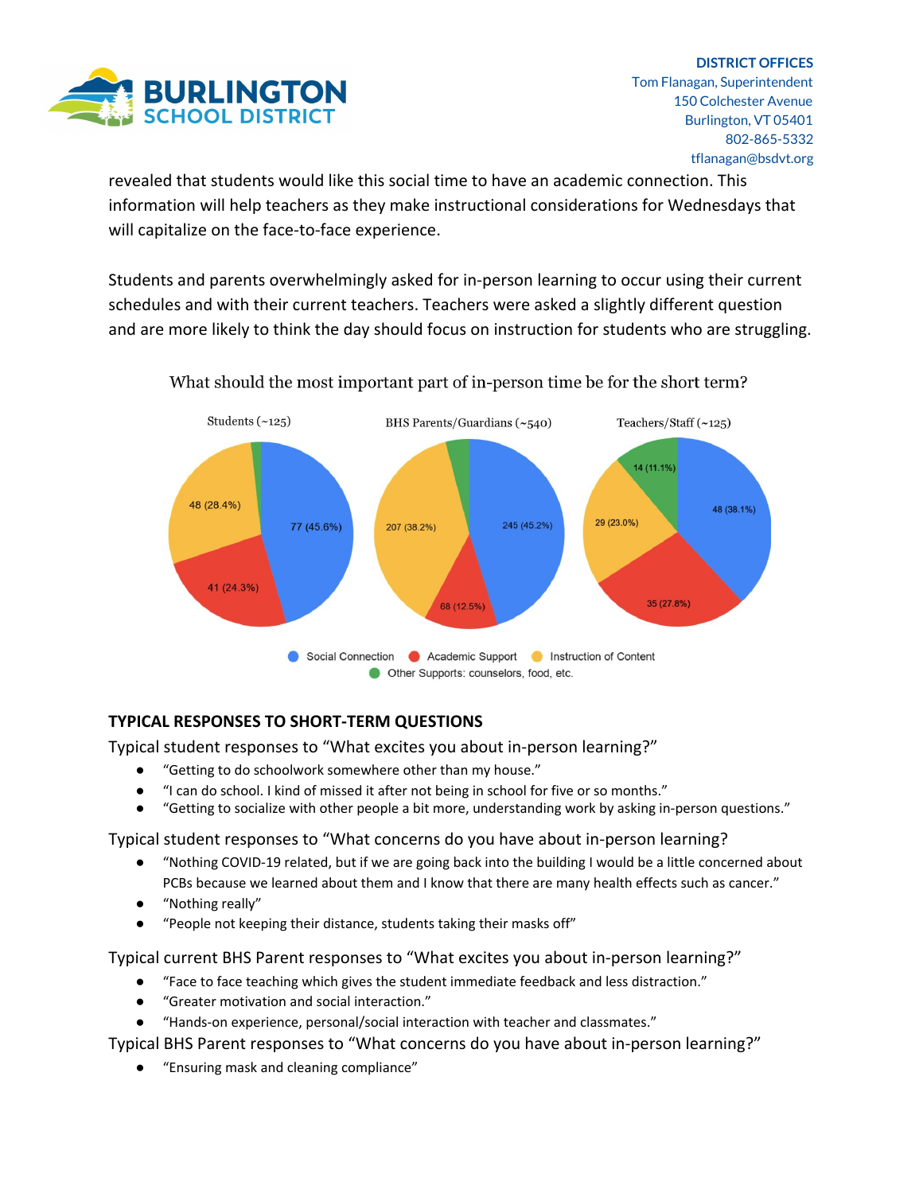revealed that students would like this social time to have an academic connection. This information will help teachers as they make instructional considerations for Wednesdays that will capitalize on the face-to-face experience.

Students and parents overwhelmingly asked for in-person learning to occur using their current schedules and with their current teachers. Teachers were asked a slightly different question and are more likely to think the day should focus on instruction for students who are struggling.

What should the most important part of in-person time be for the short term?

| | Students (~125) | BHS Parents/Guardians (~540) | Teachers/Staff (~125) |
|---|---|---|---|
| Social Connection | 77 (45.6%) | 245 (45.2%) | 48 (38.1%) |
| Academic Support | 41 (24.3%) | 68 (12.5%) | 35 (27.8%) |
| Instruction of Content | 48 (28.4%) | 207 (38.2%) | 29 (23.0%) |
| Other Supports: counselors, food, etc. | | | 14 (11.1%) |

## TYPICAL RESPONSES TO SHORT-TERM QUESTIONS

Typical student responses to "What excites you about in-person learning?"

- "Getting to do schoolwork somewhere other than my house."
- "I can do school. I kind of missed it after not being in school for five or so months."
- "Getting to socialize with other people a bit more, understanding work by asking in-person questions."

Typical student responses to "What concerns do you have about in-person learning?

- "Nothing COVID-19 related, but if we are going back into the building I would be a little concerned about PCBs because we learned about them and I know that there are many health effects such as cancer."
- "Nothing really"
- "People not keeping their distance, students taking their masks off"

Typical current BHS Parent responses to "What excites you about in-person learning?"

- "Face to face teaching which gives the student immediate feedback and less distraction."
- "Greater motivation and social interaction."
- "Hands-on experience, personal/social interaction with teacher and classmates."

Typical BHS Parent responses to "What concerns do you have about in-person learning?"

- "Ensuring mask and cleaning compliance"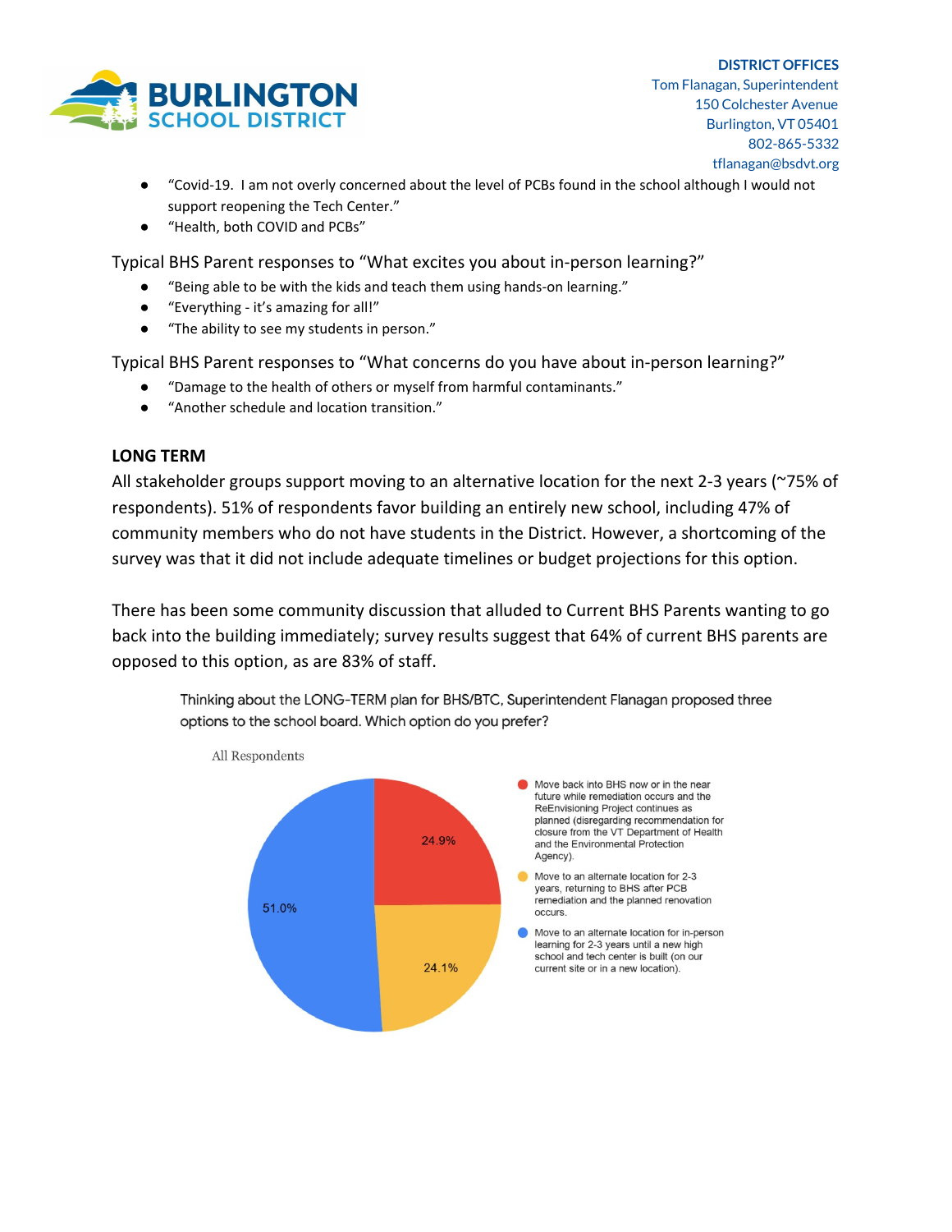- "Covid-19. I am not overly concerned about the level of PCBs found in the school although I would not support reopening the Tech Center."
- "Health, both COVID and PCBs"

Typical BHS Parent responses to "What excites you about in-person learning?"

- "Being able to be with the kids and teach them using hands-on learning."
- "Everything - it's amazing for all!"
- "The ability to see my students in person."

Typical BHS Parent responses to "What concerns do you have about in-person learning?"

- "Damage to the health of others or myself from harmful contaminants."
- "Another schedule and location transition."

**LONG TERM**

All stakeholder groups support moving to an alternative location for the next 2-3 years (~75% of respondents). 51% of respondents favor building an entirely new school, including 47% of community members who do not have students in the District. However, a shortcoming of the survey was that it did not include adequate timelines or budget projections for this option.

There has been some community discussion that alluded to Current BHS Parents wanting to go back into the building immediately; survey results suggest that 64% of current BHS parents are opposed to this option, as are 83% of staff.

Thinking about the LONG-TERM plan for BHS/BTC, Superintendent Flanagan proposed three options to the school board. Which option do you prefer?

All Respondents

| Option | Percentage |
|---|---|
| Move back into BHS now or in the near future while remediation occurs and the ReEnvisioning Project continues as planned (disregarding recommendation for closure from the VT Department of Health and the Environmental Protection Agency). | 24.9% |
| Move to an alternate location for 2-3 years, returning to BHS after PCB remediation and the planned renovation occurs. | 24.1% |
| Move to an alternate location for in-person learning for 2-3 years until a new high school and tech center is built (on our current site or in a new location). | 51.0% |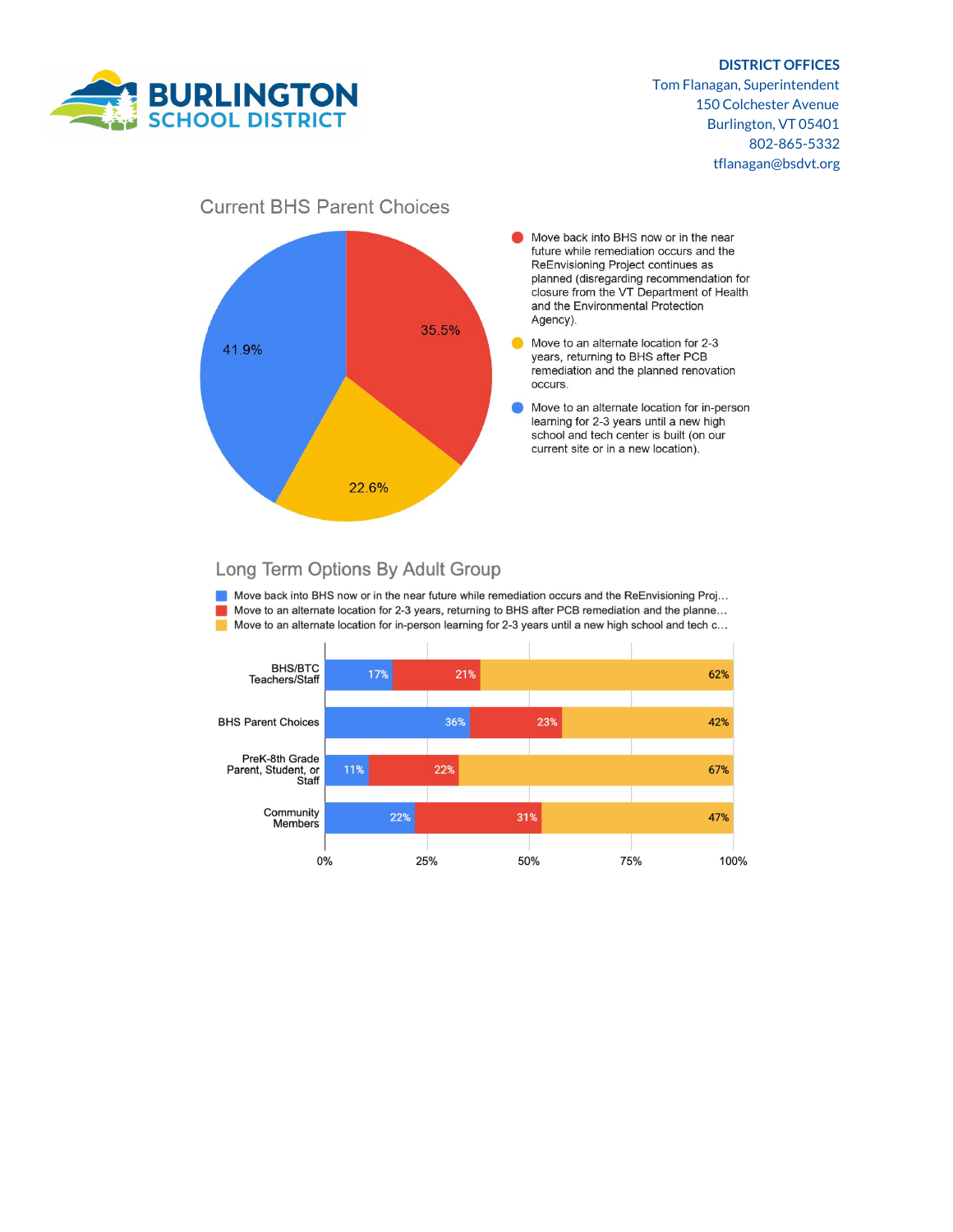BURLINGTON SCHOOL DISTRICT

**DISTRICT OFFICES**
Tom Flanagan, Superintendent
150 Colchester Avenue
Burlington, VT 05401
802-865-5332
tflanagan@bsdvt.org

Current BHS Parent Choices

35.5%
22.6%
41.9%

Move back into BHS now or in the near future while remediation occurs and the ReEnvisioning Project continues as planned (disregarding recommendation for closure from the VT Department of Health and the Environmental Protection Agency).

Move to an alternate location for 2-3 years, returning to BHS after PCB remediation and the planned renovation occurs.

Move to an alternate location for in-person learning for 2-3 years until a new high school and tech center is built (on our current site or in a new location).

Long Term Options By Adult Group

Move back into BHS now or in the near future while remediation occurs and the ReEnvisioning Proj…
Move to an alternate location for 2-3 years, returning to BHS after PCB remediation and the planne…
Move to an alternate location for in-person learning for 2-3 years until a new high school and tech c…

BHS/BTC Teachers/Staff: 17% 21% 62%
BHS Parent Choices: 36% 23% 42%
PreK-8th Grade Parent, Student, or Staff: 11% 22% 67%
Community Members: 22% 31% 47%

0% 25% 50% 75% 100%